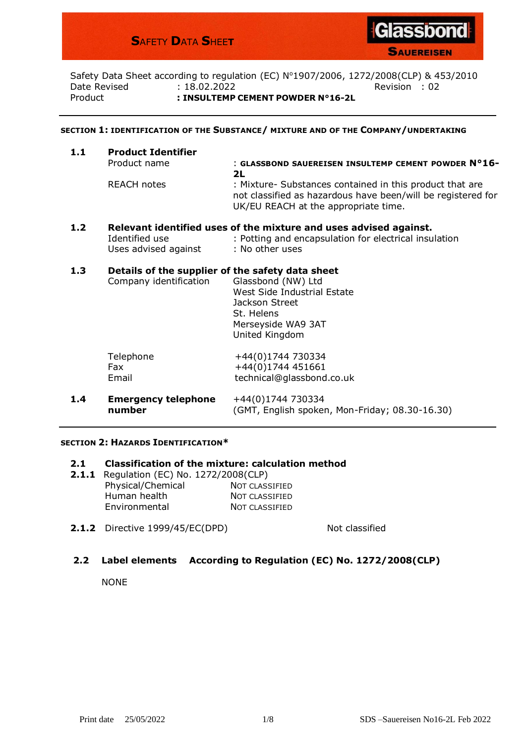# SAFETY DATA SHEET

**Glassbond SAUEREISEN**

Safety Data Sheet according to regulation (EC) N°1907/2006, 1272/2008(CLP) & 453/2010

| | | | |
|---|---|---|---|
| Date Revised | : 18.02.2022 | Revision | : 02 |
| Product | **: INSULTEMP CEMENT POWDER N°16-2L** | | |

## SECTION 1: IDENTIFICATION OF THE SUBSTANCE/ MIXTURE AND OF THE COMPANY/UNDERTAKING

### 1.1 Product Identifier

| | |
|---|---|
| Product name | : **GLASSBOND SAUEREISEN INSULTEMP CEMENT POWDER N°16-2L** |
| REACH notes | : Mixture- Substances contained in this product that are not classified as hazardous have been/will be registered for UK/EU REACH at the appropriate time. |

### 1.2 Relevant identified uses of the mixture and uses advised against.

| | |
|---|---|
| Identified use | : Potting and encapsulation for electrical insulation |
| Uses advised against | : No other uses |

### 1.3 Details of the supplier of the safety data sheet

| | |
|---|---|
| Company identification | Glassbond (NW) Ltd<br>West Side Industrial Estate<br>Jackson Street<br>St. Helens<br>Merseyside WA9 3AT<br>United Kingdom |
| Telephone | +44(0)1744 730334 |
| Fax | +44(0)1744 451661 |
| Email | technical@glassbond.co.uk |

### 1.4 Emergency telephone number

+44(0)1744 730334
(GMT, English spoken, Mon-Friday; 08.30-16.30)

## SECTION 2: HAZARDS IDENTIFICATION*

### 2.1 Classification of the mixture: calculation method

**2.1.1** Regulation (EC) No. 1272/2008(CLP)

| | |
|---|---|
| Physical/Chemical | NOT CLASSIFIED |
| Human health | NOT CLASSIFIED |
| Environmental | NOT CLASSIFIED |

**2.1.2** Directive 1999/45/EC(DPD) — Not classified

### 2.2 Label elements According to Regulation (EC) No. 1272/2008(CLP)

NONE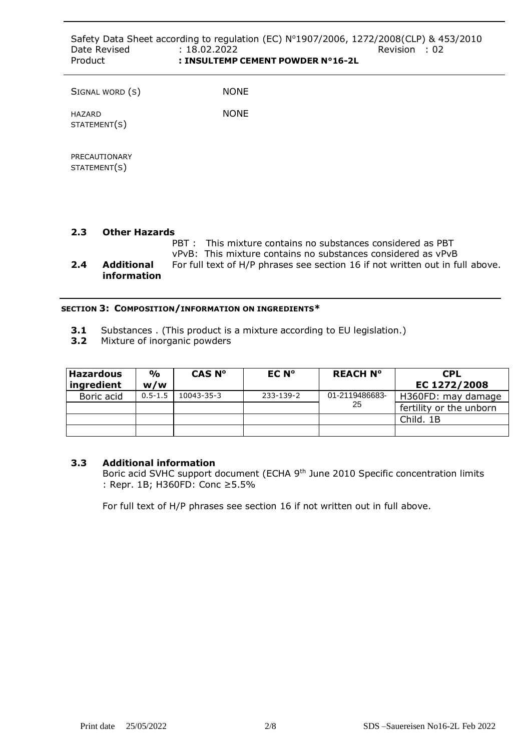| | |
|---|---|
| SIGNAL WORD (S) | NONE |
| HAZARD STATEMENT(S) | NONE |
| PRECAUTIONARY STATEMENT(S) | |

**2.3 Other Hazards**

PBT : This mixture contains no substances considered as PBT

vPvB: This mixture contains no substances considered as vPvB

**2.4 Additional information** For full text of H/P phrases see section 16 if not written out in full above.

## SECTION 3: COMPOSITION/INFORMATION ON INGREDIENTS*

**3.1** Substances . (This product is a mixture according to EU legislation.)

**3.2** Mixture of inorganic powders

| Hazardous ingredient | % w/w | CAS N° | EC N° | REACH N° | CPL EC 1272/2008 |
|---|---|---|---|---|---|
| Boric acid | 0.5-1.5 | 10043-35-3 | 233-139-2 | 01-2119486683-25 | H360FD: may damage fertility or the unborn Child. 1B |

**3.3 Additional information**

Boric acid SVHC support document (ECHA 9th June 2010 Specific concentration limits : Repr. 1B; H360FD: Conc ≥5.5%

For full text of H/P phrases see section 16 if not written out in full above.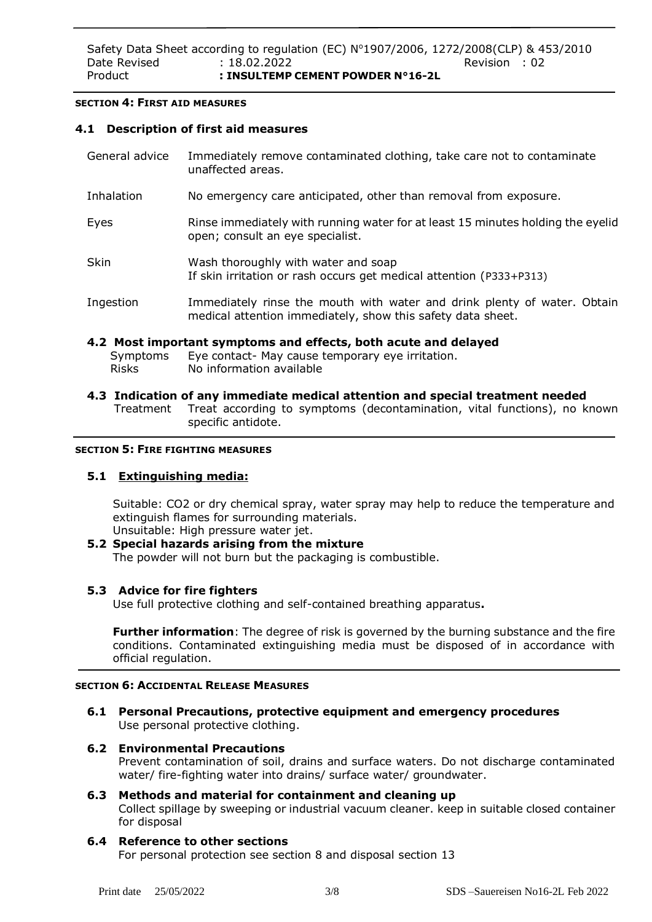**SECTION 4: FIRST AID MEASURES**

## 4.1 Description of first aid measures

| | |
|---|---|
| General advice | Immediately remove contaminated clothing, take care not to contaminate unaffected areas. |
| Inhalation | No emergency care anticipated, other than removal from exposure. |
| Eyes | Rinse immediately with running water for at least 15 minutes holding the eyelid open; consult an eye specialist. |
| Skin | Wash thoroughly with water and soap<br>If skin irritation or rash occurs get medical attention (P333+P313) |
| Ingestion | Immediately rinse the mouth with water and drink plenty of water. Obtain medical attention immediately, show this safety data sheet. |

## 4.2 Most important symptoms and effects, both acute and delayed

Symptoms Eye contact- May cause temporary eye irritation.

Risks No information available

## 4.3 Indication of any immediate medical attention and special treatment needed

Treatment Treat according to symptoms (decontamination, vital functions), no known specific antidote.

**SECTION 5: FIRE FIGHTING MEASURES**

## 5.1 Extinguishing media:

Suitable: $CO_2$ or dry chemical spray, water spray may help to reduce the temperature and extinguish flames for surrounding materials.
Unsuitable: High pressure water jet.

## 5.2 Special hazards arising from the mixture

The powder will not burn but the packaging is combustible.

## 5.3 Advice for fire fighters

Use full protective clothing and self-contained breathing apparatus**.**

**Further information**: The degree of risk is governed by the burning substance and the fire conditions. Contaminated extinguishing media must be disposed of in accordance with official regulation.

**SECTION 6: ACCIDENTAL RELEASE MEASURES**

## 6.1 Personal Precautions, protective equipment and emergency procedures

Use personal protective clothing.

## 6.2 Environmental Precautions

Prevent contamination of soil, drains and surface waters. Do not discharge contaminated water/ fire-fighting water into drains/ surface water/ groundwater.

## 6.3 Methods and material for containment and cleaning up

Collect spillage by sweeping or industrial vacuum cleaner. keep in suitable closed container for disposal

## 6.4 Reference to other sections

For personal protection see section 8 and disposal section 13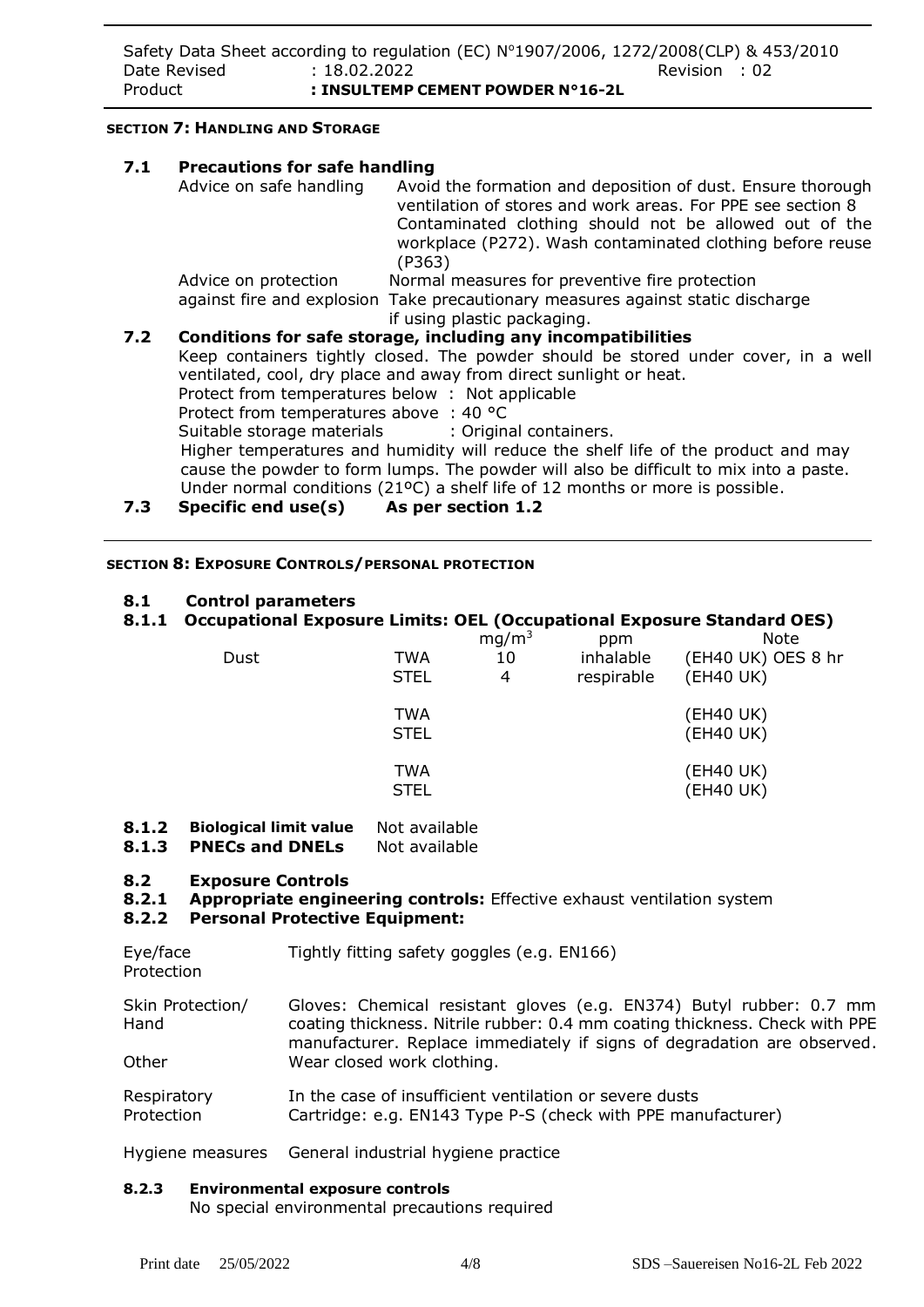#### SECTION 7: HANDLING AND STORAGE

**7.1 Precautions for safe handling**

Advice on safe handling: Avoid the formation and deposition of dust. Ensure thorough ventilation of stores and work areas. For PPE see section 8. Contaminated clothing should not be allowed out of the workplace (P272). Wash contaminated clothing before reuse (P363)

Advice on protection against fire and explosion: Normal measures for preventive fire protection. Take precautionary measures against static discharge if using plastic packaging.

**7.2 Conditions for safe storage, including any incompatibilities**

Keep containers tightly closed. The powder should be stored under cover, in a well ventilated, cool, dry place and away from direct sunlight or heat.

Protect from temperatures below : Not applicable
Protect from temperatures above : 40 °C
Suitable storage materials : Original containers.

Higher temperatures and humidity will reduce the shelf life of the product and may cause the powder to form lumps. The powder will also be difficult to mix into a paste. Under normal conditions (21ºC) a shelf life of 12 months or more is possible.

**7.3 Specific end use(s)** **As per section 1.2**

#### SECTION 8: EXPOSURE CONTROLS/PERSONAL PROTECTION

**8.1 Control parameters**

**8.1.1 Occupational Exposure Limits: OEL (Occupational Exposure Standard OES)**

| | | $mg/m^3$ | ppm | Note |
|---|---|---|---|---|
| Dust | TWA | 10 | inhalable | (EH40 UK) OES 8 hr |
| | STEL | 4 | respirable | (EH40 UK) |
| | TWA | | | (EH40 UK) |
| | STEL | | | (EH40 UK) |
| | TWA | | | (EH40 UK) |
| | STEL | | | (EH40 UK) |

**8.1.2 Biological limit value** Not available
**8.1.3 PNECs and DNELs** Not available

**8.2 Exposure Controls**

**8.2.1 Appropriate engineering controls:** Effective exhaust ventilation system

**8.2.2 Personal Protective Equipment:**

Eye/face Protection: Tightly fitting safety goggles (e.g. EN166)

Skin Protection/ Hand: Gloves: Chemical resistant gloves (e.g. EN374) Butyl rubber: 0.7 mm coating thickness. Nitrile rubber: 0.4 mm coating thickness. Check with PPE manufacturer. Replace immediately if signs of degradation are observed.

Other: Wear closed work clothing.

Respiratory Protection: In the case of insufficient ventilation or severe dusts. Cartridge: e.g. EN143 Type P-S (check with PPE manufacturer)

Hygiene measures: General industrial hygiene practice

**8.2.3 Environmental exposure controls**

No special environmental precautions required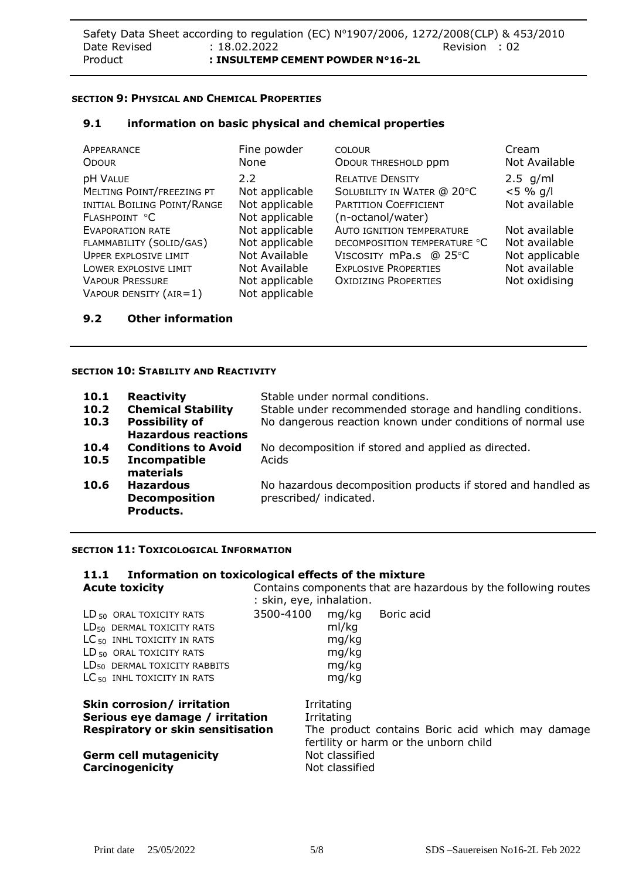## SECTION 9: PHYSICAL AND CHEMICAL PROPERTIES

### 9.1 information on basic physical and chemical properties

| | | | |
|---|---|---|---|
| APPEARANCE | Fine powder | COLOUR | Cream |
| ODOUR | None | ODOUR THRESHOLD ppm | Not Available |
| pH VALUE | 2.2 | RELATIVE DENSITY | 2.5 g/ml |
| MELTING POINT/FREEZING PT | Not applicable | SOLUBILITY IN WATER @ 20°C | <5 % g/l |
| INITIAL BOILING POINT/RANGE | Not applicable | PARTITION COEFFICIENT (n-octanol/water) | Not available |
| FLASHPOINT °C | Not applicable | | |
| EVAPORATION RATE | Not applicable | AUTO IGNITION TEMPERATURE | Not available |
| FLAMMABILITY (SOLID/GAS) | Not applicable | DECOMPOSITION TEMPERATURE °C | Not available |
| UPPER EXPLOSIVE LIMIT | Not Available | VISCOSITY mPa.s @ 25°C | Not applicable |
| LOWER EXPLOSIVE LIMIT | Not Available | EXPLOSIVE PROPERTIES | Not available |
| VAPOUR PRESSURE | Not applicable | OXIDIZING PROPERTIES | Not oxidising |
| VAPOUR DENSITY (AIR=1) | Not applicable | | |

### 9.2 Other information

## SECTION 10: STABILITY AND REACTIVITY

| | | |
|---|---|---|
| **10.1** | **Reactivity** | Stable under normal conditions. |
| **10.2** | **Chemical Stability** | Stable under recommended storage and handling conditions. |
| **10.3** | **Possibility of Hazardous reactions** | No dangerous reaction known under conditions of normal use |
| **10.4** | **Conditions to Avoid** | No decomposition if stored and applied as directed. |
| **10.5** | **Incompatible materials** | Acids |
| **10.6** | **Hazardous Decomposition Products.** | No hazardous decomposition products if stored and handled as prescribed/ indicated. |

## SECTION 11: TOXICOLOGICAL INFORMATION

### 11.1 Information on toxicological effects of the mixture

**Acute toxicity** Contains components that are hazardous by the following routes : skin, eye, inhalation.

| | | | |
|---|---|---|---|
| $LD_{50}$ ORAL TOXICITY RATS | 3500-4100 | mg/kg | Boric acid |
| $LD_{50}$ DERMAL TOXICITY RATS | | ml/kg | |
| $LC_{50}$ INHL TOXICITY IN RATS | | mg/kg | |
| $LD_{50}$ ORAL TOXICITY RATS | | mg/kg | |
| $LD_{50}$ DERMAL TOXICITY RABBITS | | mg/kg | |
| $LC_{50}$ INHL TOXICITY IN RATS | | mg/kg | |

| | |
|---|---|
| **Skin corrosion/ irritation** | Irritating |
| **Serious eye damage / irritation** | Irritating |
| **Respiratory or skin sensitisation** | The product contains Boric acid which may damage fertility or harm or the unborn child |
| **Germ cell mutagenicity** | Not classified |
| **Carcinogenicity** | Not classified |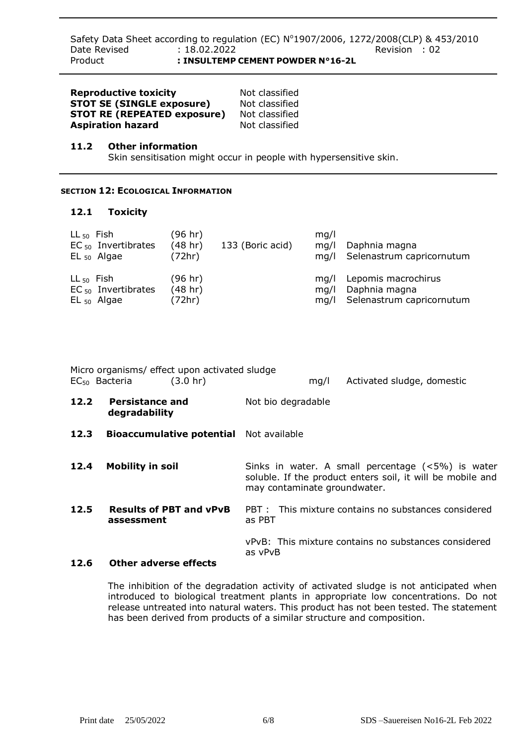| | |
|---|---|
| **Reproductive toxicity** | Not classified |
| **STOT SE (SINGLE exposure)** | Not classified |
| **STOT RE (REPEATED exposure)** | Not classified |
| **Aspiration hazard** | Not classified |

### 11.2 Other information

Skin sensitisation might occur in people with hypersensitive skin.

## SECTION 12: ECOLOGICAL INFORMATION

### 12.1 Toxicity

| | | | | |
|---|---|---|---|---|
| $LL_{50}$ Fish | (96 hr) | | mg/l | |
| $EC_{50}$ Invertibrates | (48 hr) | 133 (Boric acid) | mg/l | Daphnia magna |
| $EL_{50}$ Algae | (72hr) | | mg/l | Selenastrum capricornutum |
| $LL_{50}$ Fish | (96 hr) | | mg/l | Lepomis macrochirus |
| $EC_{50}$ Invertibrates | (48 hr) | | mg/l | Daphnia magna |
| $EL_{50}$ Algae | (72hr) | | mg/l | Selenastrum capricornutum |

Micro organisms/ effect upon activated sludge

| | | | | |
|---|---|---|---|---|
| $EC_{50}$ Bacteria | (3.0 hr) | | mg/l | Activated sludge, domestic |

### 12.2 Persistance and degradability

Not bio degradable

### 12.3 Bioaccumulative potential

Not available

### 12.4 Mobility in soil

Sinks in water. A small percentage (<5%) is water soluble. If the product enters soil, it will be mobile and may contaminate groundwater.

### 12.5 Results of PBT and vPvB assessment

PBT : This mixture contains no substances considered as PBT

vPvB: This mixture contains no substances considered as vPvB

### 12.6 Other adverse effects

The inhibition of the degradation activity of activated sludge is not anticipated when introduced to biological treatment plants in appropriate low concentrations. Do not release untreated into natural waters. This product has not been tested. The statement has been derived from products of a similar structure and composition.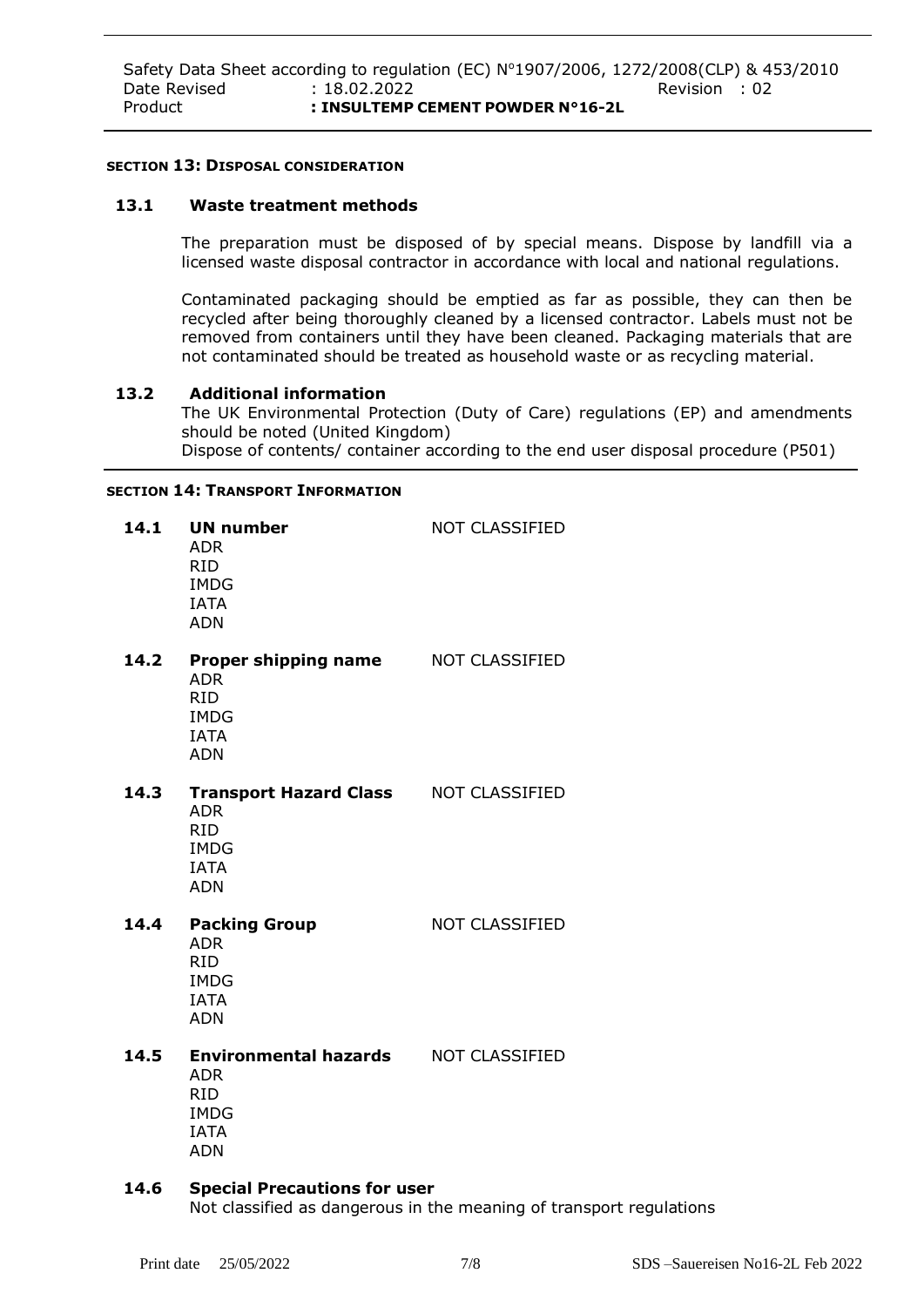### SECTION 13: DISPOSAL CONSIDERATION

**13.1 Waste treatment methods**

The preparation must be disposed of by special means. Dispose by landfill via a licensed waste disposal contractor in accordance with local and national regulations.

Contaminated packaging should be emptied as far as possible, they can then be recycled after being thoroughly cleaned by a licensed contractor. Labels must not be removed from containers until they have been cleaned. Packaging materials that are not contaminated should be treated as household waste or as recycling material.

**13.2 Additional information**

The UK Environmental Protection (Duty of Care) regulations (EP) and amendments should be noted (United Kingdom)
Dispose of contents/ container according to the end user disposal procedure (P501)

### SECTION 14: TRANSPORT INFORMATION

**14.1 UN number** NOT CLASSIFIED
ADR
RID
IMDG
IATA
ADN

**14.2 Proper shipping name** NOT CLASSIFIED
ADR
RID
IMDG
IATA
ADN

**14.3 Transport Hazard Class** NOT CLASSIFIED
ADR
RID
IMDG
IATA
ADN

**14.4 Packing Group** NOT CLASSIFIED
ADR
RID
IMDG
IATA
ADN

**14.5 Environmental hazards** NOT CLASSIFIED
ADR
RID
IMDG
IATA
ADN

**14.6 Special Precautions for user**

Not classified as dangerous in the meaning of transport regulations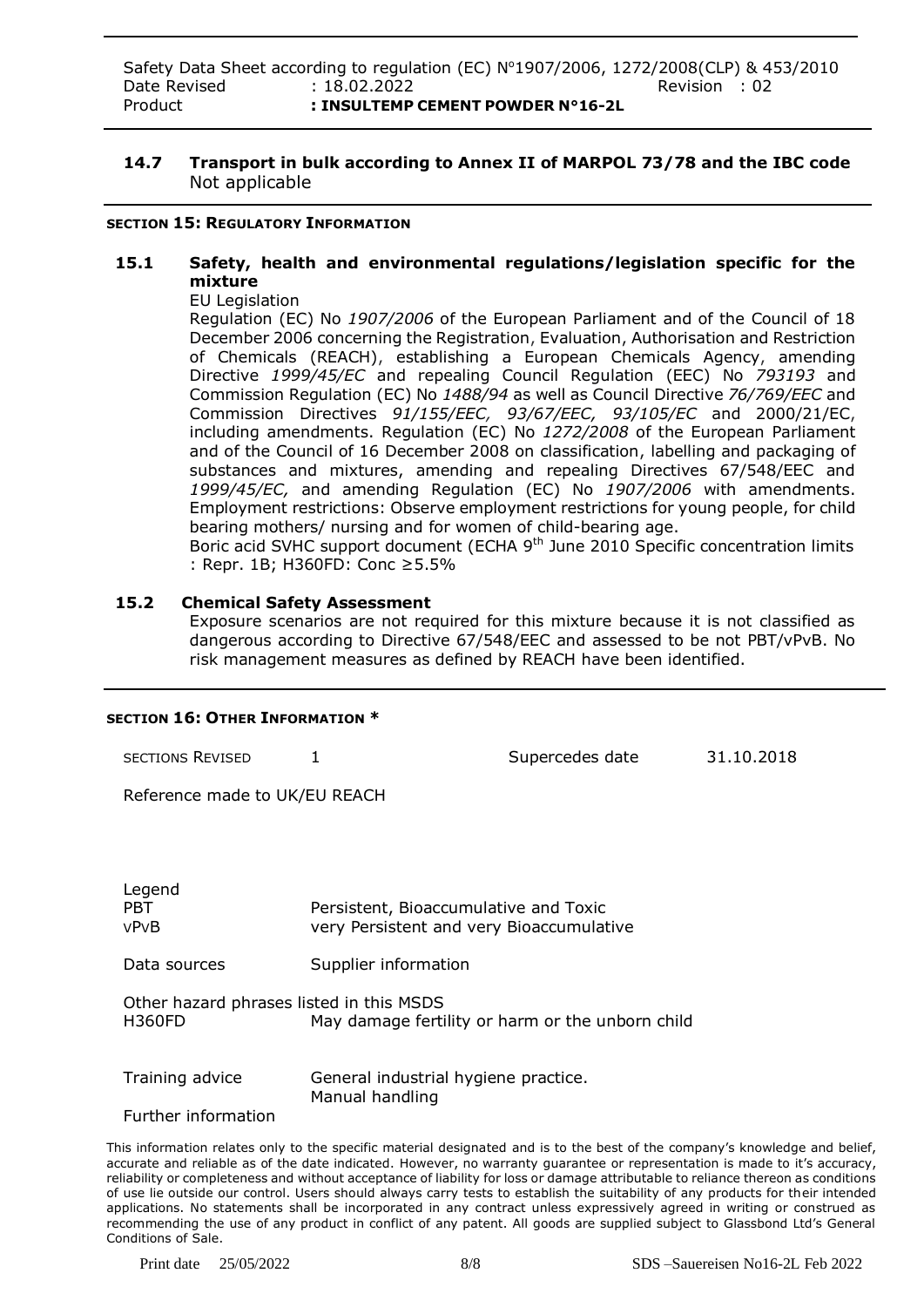### 14.7 Transport in bulk according to Annex II of MARPOL 73/78 and the IBC code

Not applicable

## SECTION 15: REGULATORY INFORMATION

### 15.1 Safety, health and environmental regulations/legislation specific for the mixture

EU Legislation

Regulation (EC) No *1907/2006* of the European Parliament and of the Council of 18 December 2006 concerning the Registration, Evaluation, Authorisation and Restriction of Chemicals (REACH), establishing a European Chemicals Agency, amending Directive *1999/45/EC* and repealing Council Regulation (EEC) No *793193* and Commission Regulation (EC) No *1488/94* as well as Council Directive *76/769/EEC* and Commission Directives *91/155/EEC, 93/67/EEC, 93/105/EC* and 2000/21/EC, including amendments. Regulation (EC) No *1272/2008* of the European Parliament and of the Council of 16 December 2008 on classification, labelling and packaging of substances and mixtures, amending and repealing Directives 67/548/EEC and *1999/45/EC,* and amending Regulation (EC) No *1907/2006* with amendments. Employment restrictions: Observe employment restrictions for young people, for child bearing mothers/ nursing and for women of child-bearing age.

Boric acid SVHC support document (ECHA 9th June 2010 Specific concentration limits : Repr. 1B; H360FD: Conc ≥5.5%

### 15.2 Chemical Safety Assessment

Exposure scenarios are not required for this mixture because it is not classified as dangerous according to Directive 67/548/EEC and assessed to be not PBT/vPvB. No risk management measures as defined by REACH have been identified.

## SECTION 16: OTHER INFORMATION *

| | | | |
|---|---|---|---|
| SECTIONS REVISED | 1 | Supercedes date | 31.10.2018 |

Reference made to UK/EU REACH

Legend

| | |
|---|---|
| PBT | Persistent, Bioaccumulative and Toxic |
| vPvB | very Persistent and very Bioaccumulative |

| | |
|---|---|
| Data sources | Supplier information |

Other hazard phrases listed in this MSDS

| | |
|---|---|
| H360FD | May damage fertility or harm or the unborn child |

| | |
|---|---|
| Training advice | General industrial hygiene practice.<br>Manual handling |

Further information

This information relates only to the specific material designated and is to the best of the company's knowledge and belief, accurate and reliable as of the date indicated. However, no warranty guarantee or representation is made to it's accuracy, reliability or completeness and without acceptance of liability for loss or damage attributable to reliance thereon as conditions of use lie outside our control. Users should always carry tests to establish the suitability of any products for their intended applications. No statements shall be incorporated in any contract unless expressively agreed in writing or construed as recommending the use of any product in conflict of any patent. All goods are supplied subject to Glassbond Ltd's General Conditions of Sale.